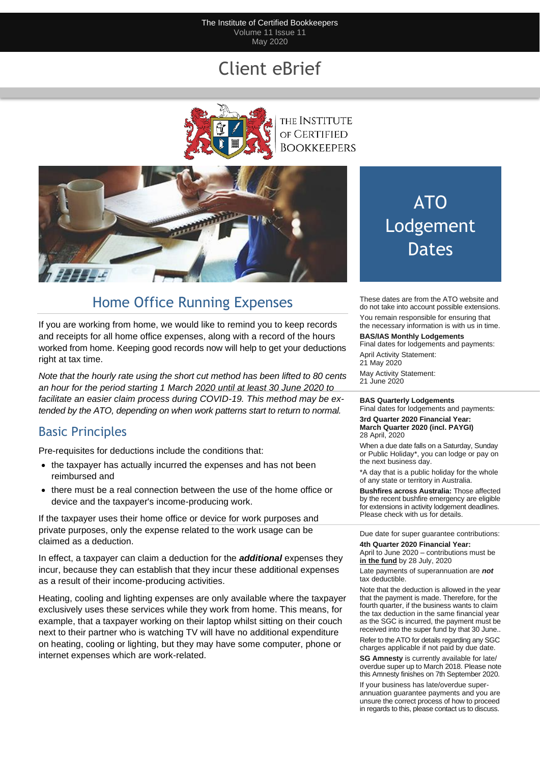The Institute of Certified Bookkeepers
Volume 11 Issue 11
May 2020

# Client eBrief

THE INSTITUTE OF CERTIFIED BOOKKEEPERS

## Home Office Running Expenses

If you are working from home, we would like to remind you to keep records and receipts for all home office expenses, along with a record of the hours worked from home. Keeping good records now will help to get your deductions right at tax time.

*Note that the hourly rate using the short cut method has been lifted to 80 cents an hour for the period starting 1 March 2020 until at least 30 June 2020 to facilitate an easier claim process during COVID-19. This method may be extended by the ATO, depending on when work patterns start to return to normal.*

### Basic Principles

Pre-requisites for deductions include the conditions that:

- the taxpayer has actually incurred the expenses and has not been reimbursed and
- there must be a real connection between the use of the home office or device and the taxpayer's income-producing work.

If the taxpayer uses their home office or device for work purposes and private purposes, only the expense related to the work usage can be claimed as a deduction.

In effect, a taxpayer can claim a deduction for the ***additional*** expenses they incur, because they can establish that they incur these additional expenses as a result of their income-producing activities.

Heating, cooling and lighting expenses are only available where the taxpayer exclusively uses these services while they work from home. This means, for example, that a taxpayer working on their laptop whilst sitting on their couch next to their partner who is watching TV will have no additional expenditure on heating, cooling or lighting, but they may have some computer, phone or internet expenses which are work-related.

## ATO Lodgement Dates

These dates are from the ATO website and do not take into account possible extensions.

You remain responsible for ensuring that the necessary information is with us in time.

**BAS/IAS Monthly Lodgements**
Final dates for lodgements and payments:

April Activity Statement:
21 May 2020

May Activity Statement:
21 June 2020

**BAS Quarterly Lodgements**
Final dates for lodgements and payments:

**3rd Quarter 2020 Financial Year:**
**March Quarter 2020 (incl. PAYGI)**
28 April, 2020

When a due date falls on a Saturday, Sunday or Public Holiday*, you can lodge or pay on the next business day.

*A day that is a public holiday for the whole of any state or territory in Australia.

**Bushfires across Australia:** Those affected by the recent bushfire emergency are eligible for extensions in activity lodgement deadlines. Please check with us for details.

Due date for super guarantee contributions:

**4th Quarter 2020 Financial Year:**
April to June 2020 – contributions must be **in the fund** by 28 July, 2020

Late payments of superannuation are ***not*** tax deductible.

Note that the deduction is allowed in the year that the payment is made. Therefore, for the fourth quarter, if the business wants to claim the tax deduction in the same financial year as the SGC is incurred, the payment must be received into the super fund by that 30 June..

Refer to the ATO for details regarding any SGC charges applicable if not paid by due date.

**SG Amnesty** is currently available for late/overdue super up to March 2018. Please note this Amnesty finishes on 7th September 2020.

If your business has late/overdue superannuation guarantee payments and you are unsure the correct process of how to proceed in regards to this, please contact us to discuss.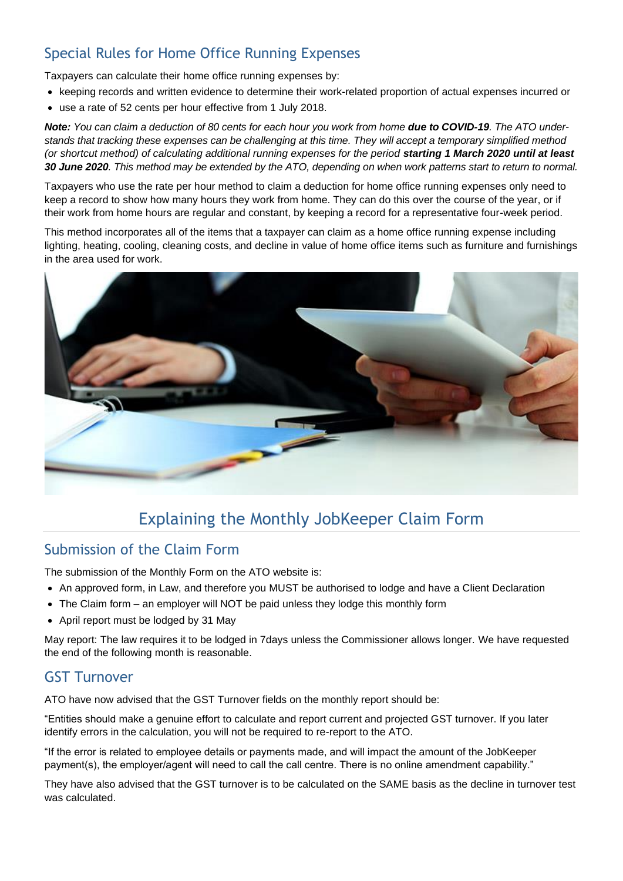## Special Rules for Home Office Running Expenses

Taxpayers can calculate their home office running expenses by:

- keeping records and written evidence to determine their work-related proportion of actual expenses incurred or
- use a rate of 52 cents per hour effective from 1 July 2018.

***Note:*** *You can claim a deduction of 80 cents for each hour you work from home* ***due to COVID-19****. The ATO under-stands that tracking these expenses can be challenging at this time. They will accept a temporary simplified method (or shortcut method) of calculating additional running expenses for the period* ***starting 1 March 2020 until at least 30 June 2020****. This method may be extended by the ATO, depending on when work patterns start to return to normal.*

Taxpayers who use the rate per hour method to claim a deduction for home office running expenses only need to keep a record to show how many hours they work from home. They can do this over the course of the year, or if their work from home hours are regular and constant, by keeping a record for a representative four-week period.

This method incorporates all of the items that a taxpayer can claim as a home office running expense including lighting, heating, cooling, cleaning costs, and decline in value of home office items such as furniture and furnishings in the area used for work.

# Explaining the Monthly JobKeeper Claim Form

## Submission of the Claim Form

The submission of the Monthly Form on the ATO website is:

- An approved form, in Law, and therefore you MUST be authorised to lodge and have a Client Declaration
- The Claim form – an employer will NOT be paid unless they lodge this monthly form
- April report must be lodged by 31 May

May report: The law requires it to be lodged in 7days unless the Commissioner allows longer. We have requested the end of the following month is reasonable.

## GST Turnover

ATO have now advised that the GST Turnover fields on the monthly report should be:

"Entities should make a genuine effort to calculate and report current and projected GST turnover. If you later identify errors in the calculation, you will not be required to re-report to the ATO.

"If the error is related to employee details or payments made, and will impact the amount of the JobKeeper payment(s), the employer/agent will need to call the call centre. There is no online amendment capability."

They have also advised that the GST turnover is to be calculated on the SAME basis as the decline in turnover test was calculated.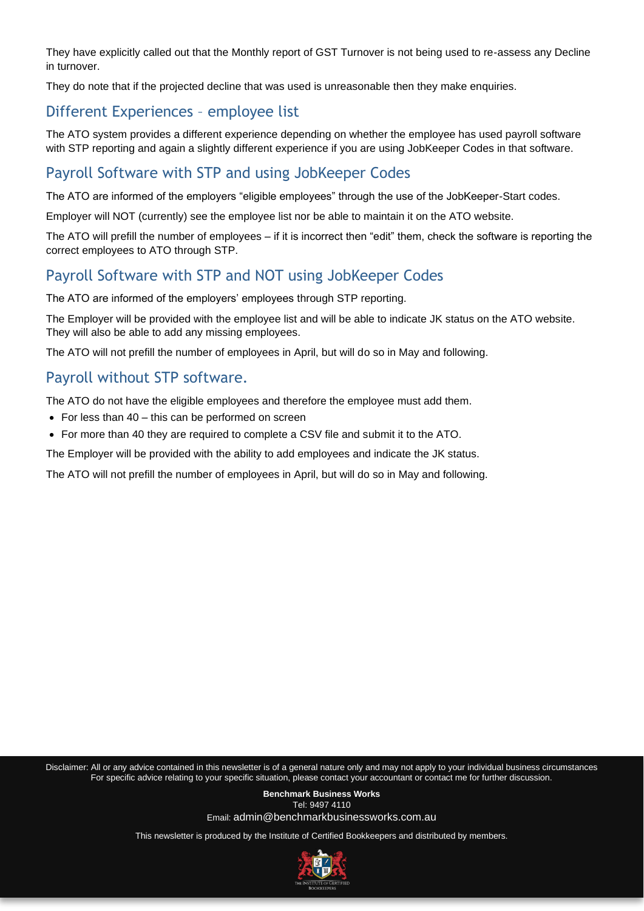They have explicitly called out that the Monthly report of GST Turnover is not being used to re-assess any Decline in turnover.

They do note that if the projected decline that was used is unreasonable then they make enquiries.

## Different Experiences – employee list

The ATO system provides a different experience depending on whether the employee has used payroll software with STP reporting and again a slightly different experience if you are using JobKeeper Codes in that software.

## Payroll Software with STP and using JobKeeper Codes

The ATO are informed of the employers "eligible employees" through the use of the JobKeeper-Start codes.

Employer will NOT (currently) see the employee list nor be able to maintain it on the ATO website.

The ATO will prefill the number of employees – if it is incorrect then "edit" them, check the software is reporting the correct employees to ATO through STP.

## Payroll Software with STP and NOT using JobKeeper Codes

The ATO are informed of the employers' employees through STP reporting.

The Employer will be provided with the employee list and will be able to indicate JK status on the ATO website. They will also be able to add any missing employees.

The ATO will not prefill the number of employees in April, but will do so in May and following.

## Payroll without STP software.

The ATO do not have the eligible employees and therefore the employee must add them.

- For less than 40 – this can be performed on screen
- For more than 40 they are required to complete a CSV file and submit it to the ATO.

The Employer will be provided with the ability to add employees and indicate the JK status.

The ATO will not prefill the number of employees in April, but will do so in May and following.

Disclaimer: All or any advice contained in this newsletter is of a general nature only and may not apply to your individual business circumstances For specific advice relating to your specific situation, please contact your accountant or contact me for further discussion.

**Benchmark Business Works**
Tel: 9497 4110
Email: admin@benchmarkbusinessworks.com.au

This newsletter is produced by the Institute of Certified Bookkeepers and distributed by members.

THE INSTITUTE OF CERTIFIED BOOKKEEPERS